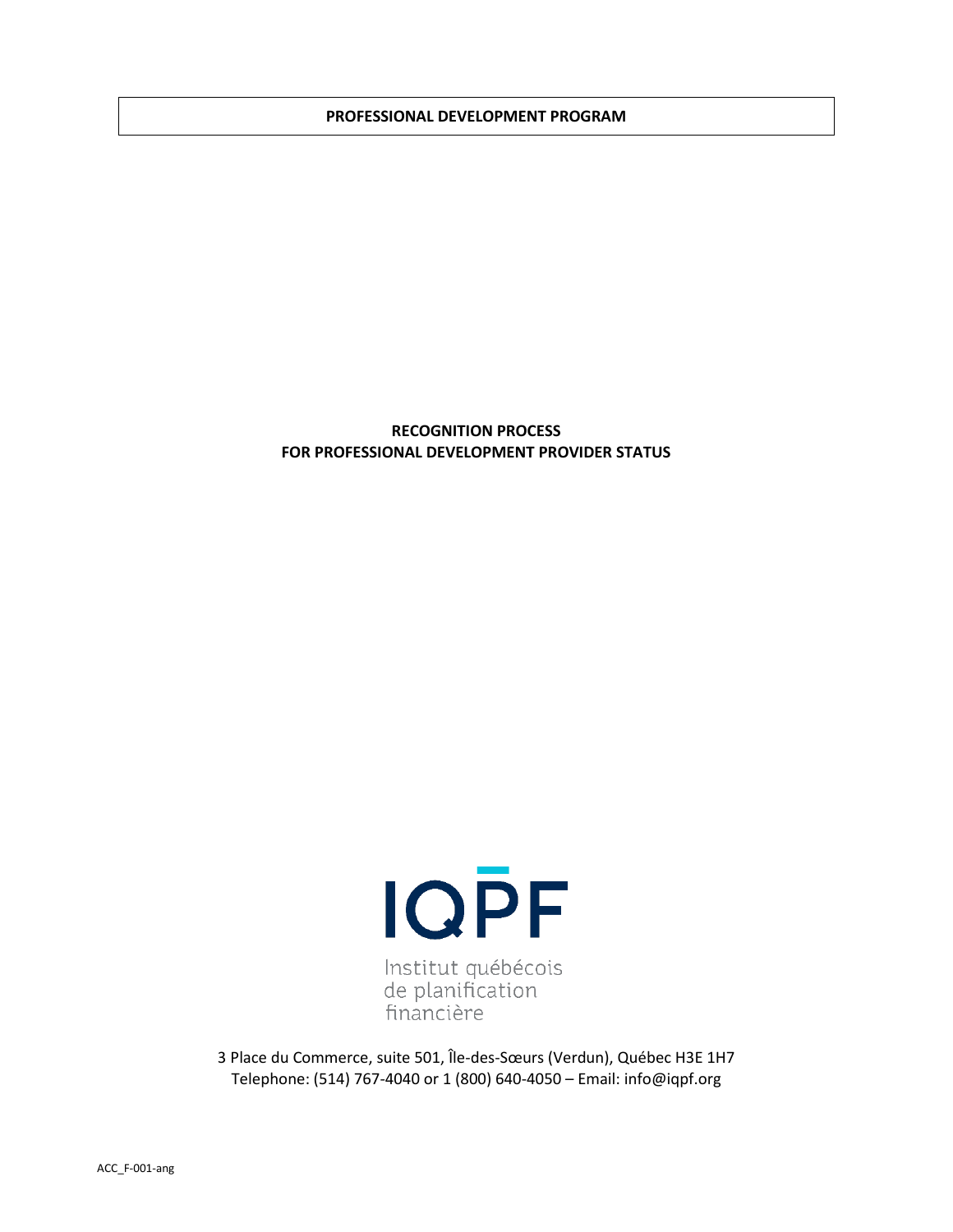**PROFESSIONAL DEVELOPMENT PROGRAM**

# RECOGNITION PROCESS
# FOR PROFESSIONAL DEVELOPMENT PROVIDER STATUS

IQPF

Institut québécois de planification financière

3 Place du Commerce, suite 501, Île-des-Sœurs (Verdun), Québec H3E 1H7
Telephone: (514) 767-4040 or 1 (800) 640-4050 – Email: info@iqpf.org

ACC_F-001-ang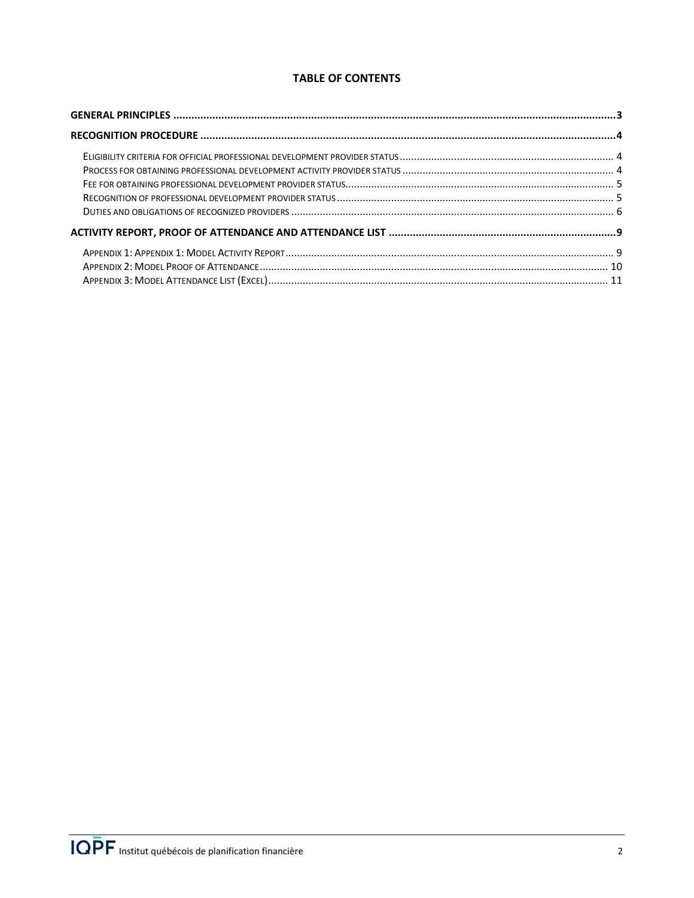## TABLE OF CONTENTS

**GENERAL PRINCIPLES** .......... **3**

**RECOGNITION PROCEDURE** .......... **4**

- ELIGIBILITY CRITERIA FOR OFFICIAL PROFESSIONAL DEVELOPMENT PROVIDER STATUS .......... 4
- PROCESS FOR OBTAINING PROFESSIONAL DEVELOPMENT ACTIVITY PROVIDER STATUS .......... 4
- FEE FOR OBTAINING PROFESSIONAL DEVELOPMENT PROVIDER STATUS .......... 5
- RECOGNITION OF PROFESSIONAL DEVELOPMENT PROVIDER STATUS .......... 5
- DUTIES AND OBLIGATIONS OF RECOGNIZED PROVIDERS .......... 6

**ACTIVITY REPORT, PROOF OF ATTENDANCE AND ATTENDANCE LIST** .......... **9**

- APPENDIX 1: APPENDIX 1: MODEL ACTIVITY REPORT .......... 9
- APPENDIX 2: MODEL PROOF OF ATTENDANCE .......... 10
- APPENDIX 3: MODEL ATTENDANCE LIST (EXCEL) .......... 11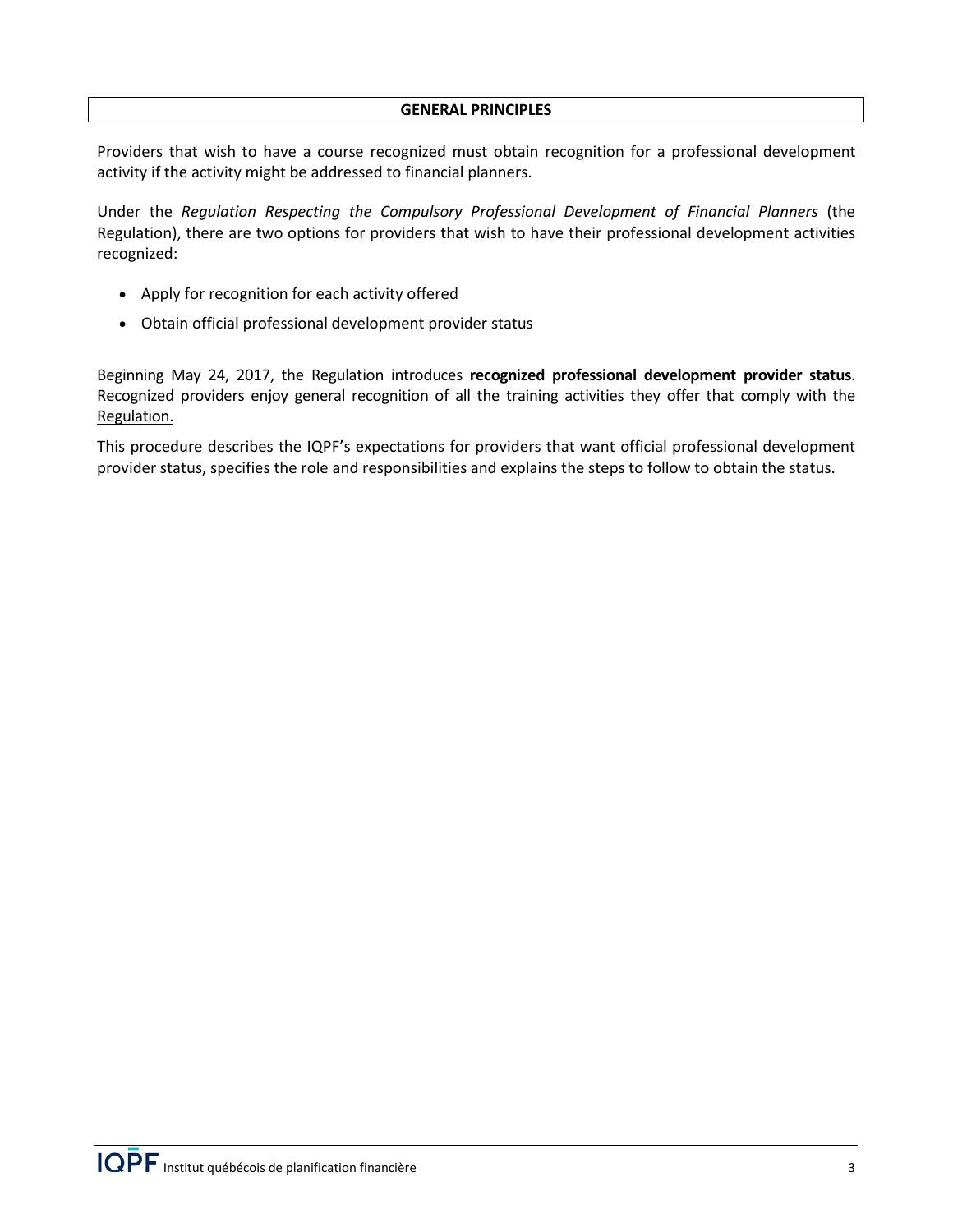## GENERAL PRINCIPLES

Providers that wish to have a course recognized must obtain recognition for a professional development activity if the activity might be addressed to financial planners.

Under the *Regulation Respecting the Compulsory Professional Development of Financial Planners* (the Regulation), there are two options for providers that wish to have their professional development activities recognized:

- Apply for recognition for each activity offered
- Obtain official professional development provider status

Beginning May 24, 2017, the Regulation introduces **recognized professional development provider status**. Recognized providers enjoy general recognition of all the training activities they offer that comply with the Regulation.

This procedure describes the IQPF's expectations for providers that want official professional development provider status, specifies the role and responsibilities and explains the steps to follow to obtain the status.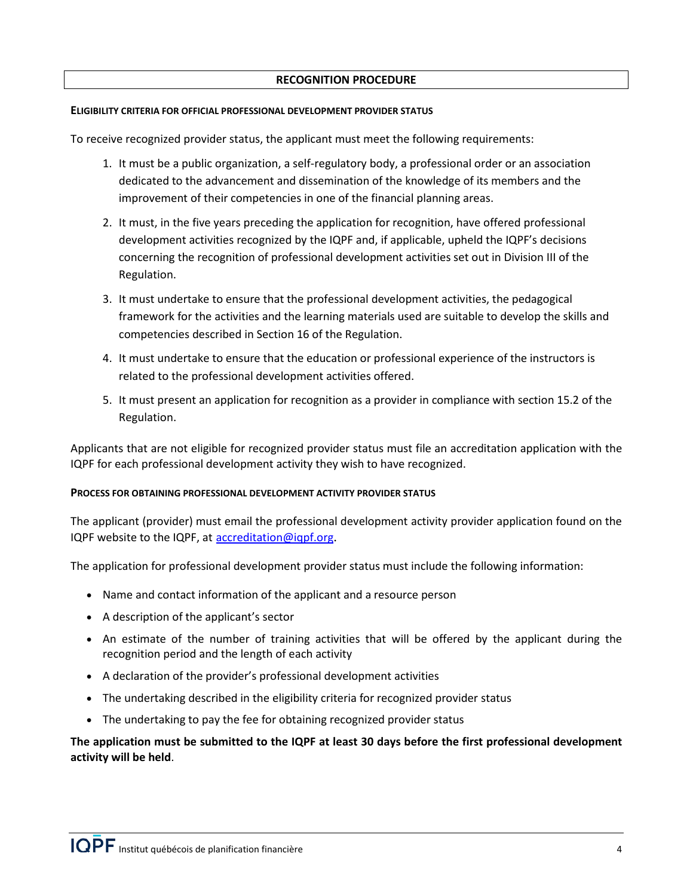## RECOGNITION PROCEDURE

### ELIGIBILITY CRITERIA FOR OFFICIAL PROFESSIONAL DEVELOPMENT PROVIDER STATUS

To receive recognized provider status, the applicant must meet the following requirements:

1. It must be a public organization, a self-regulatory body, a professional order or an association dedicated to the advancement and dissemination of the knowledge of its members and the improvement of their competencies in one of the financial planning areas.
2. It must, in the five years preceding the application for recognition, have offered professional development activities recognized by the IQPF and, if applicable, upheld the IQPF's decisions concerning the recognition of professional development activities set out in Division III of the Regulation.
3. It must undertake to ensure that the professional development activities, the pedagogical framework for the activities and the learning materials used are suitable to develop the skills and competencies described in Section 16 of the Regulation.
4. It must undertake to ensure that the education or professional experience of the instructors is related to the professional development activities offered.
5. It must present an application for recognition as a provider in compliance with section 15.2 of the Regulation.

Applicants that are not eligible for recognized provider status must file an accreditation application with the IQPF for each professional development activity they wish to have recognized.

### PROCESS FOR OBTAINING PROFESSIONAL DEVELOPMENT ACTIVITY PROVIDER STATUS

The applicant (provider) must email the professional development activity provider application found on the IQPF website to the IQPF, at [accreditation@iqpf.org](mailto:accreditation@iqpf.org).

The application for professional development provider status must include the following information:

- Name and contact information of the applicant and a resource person
- A description of the applicant's sector
- An estimate of the number of training activities that will be offered by the applicant during the recognition period and the length of each activity
- A declaration of the provider's professional development activities
- The undertaking described in the eligibility criteria for recognized provider status
- The undertaking to pay the fee for obtaining recognized provider status

**The application must be submitted to the IQPF at least 30 days before the first professional development activity will be held**.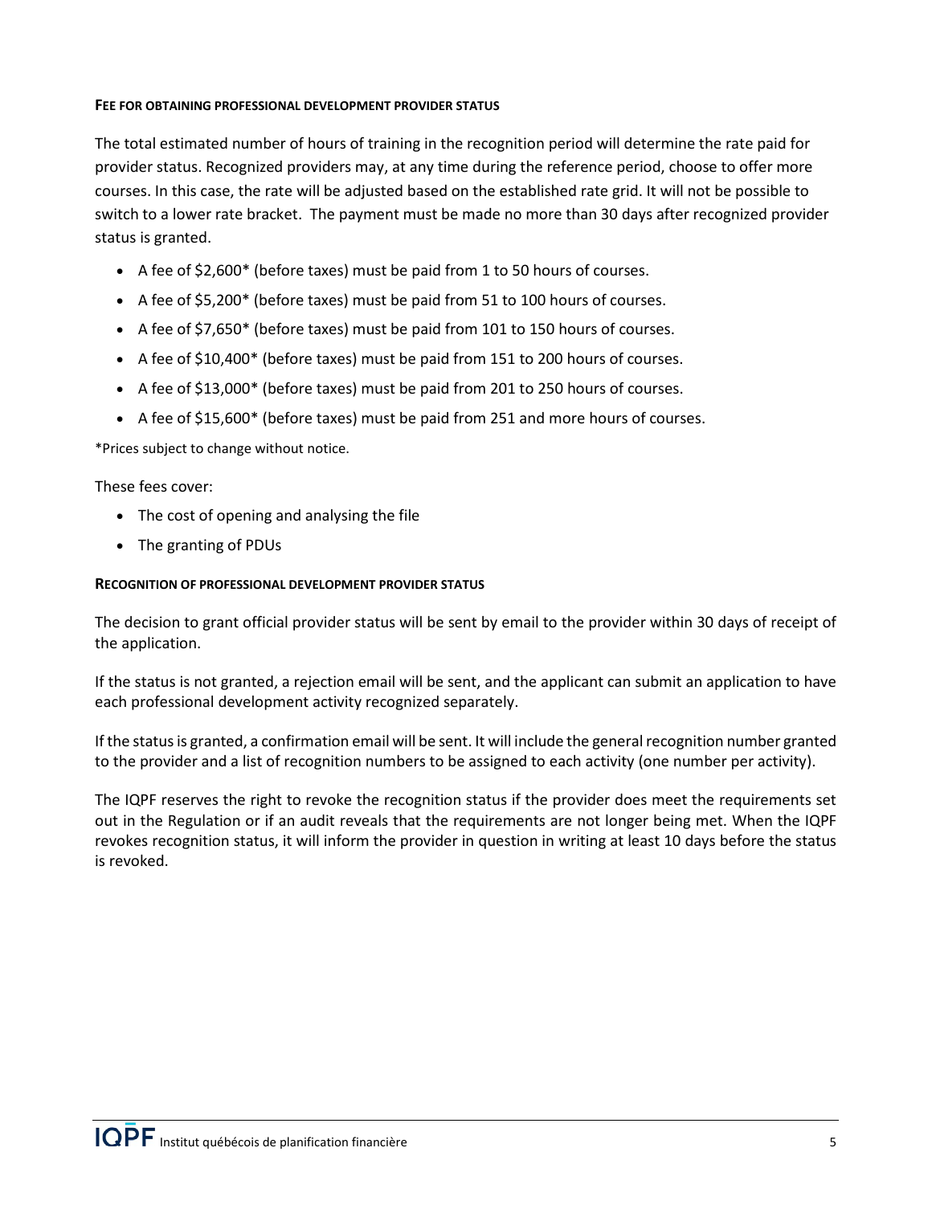#### FEE FOR OBTAINING PROFESSIONAL DEVELOPMENT PROVIDER STATUS

The total estimated number of hours of training in the recognition period will determine the rate paid for provider status. Recognized providers may, at any time during the reference period, choose to offer more courses. In this case, the rate will be adjusted based on the established rate grid. It will not be possible to switch to a lower rate bracket. The payment must be made no more than 30 days after recognized provider status is granted.

- A fee of $2,600* (before taxes) must be paid from 1 to 50 hours of courses.
- A fee of $5,200* (before taxes) must be paid from 51 to 100 hours of courses.
- A fee of $7,650* (before taxes) must be paid from 101 to 150 hours of courses.
- A fee of $10,400* (before taxes) must be paid from 151 to 200 hours of courses.
- A fee of $13,000* (before taxes) must be paid from 201 to 250 hours of courses.
- A fee of $15,600* (before taxes) must be paid from 251 and more hours of courses.

*Prices subject to change without notice.

These fees cover:

- The cost of opening and analysing the file
- The granting of PDUs

#### RECOGNITION OF PROFESSIONAL DEVELOPMENT PROVIDER STATUS

The decision to grant official provider status will be sent by email to the provider within 30 days of receipt of the application.

If the status is not granted, a rejection email will be sent, and the applicant can submit an application to have each professional development activity recognized separately.

If the status is granted, a confirmation email will be sent. It will include the general recognition number granted to the provider and a list of recognition numbers to be assigned to each activity (one number per activity).

The IQPF reserves the right to revoke the recognition status if the provider does meet the requirements set out in the Regulation or if an audit reveals that the requirements are not longer being met. When the IQPF revokes recognition status, it will inform the provider in question in writing at least 10 days before the status is revoked.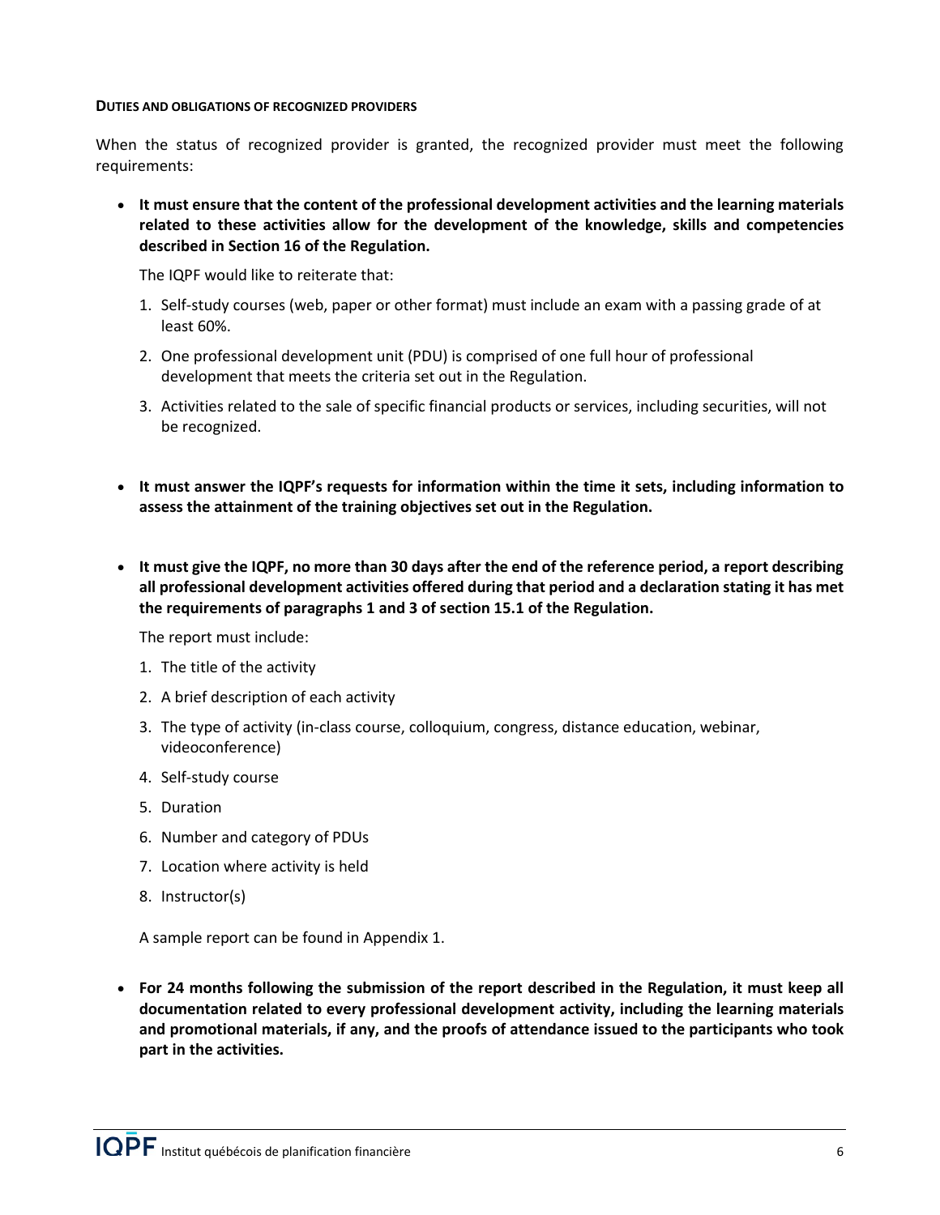#### Duties and obligations of recognized providers

When the status of recognized provider is granted, the recognized provider must meet the following requirements:

- **It must ensure that the content of the professional development activities and the learning materials related to these activities allow for the development of the knowledge, skills and competencies described in Section 16 of the Regulation.**

  The IQPF would like to reiterate that:

  1. Self-study courses (web, paper or other format) must include an exam with a passing grade of at least 60%.
  2. One professional development unit (PDU) is comprised of one full hour of professional development that meets the criteria set out in the Regulation.
  3. Activities related to the sale of specific financial products or services, including securities, will not be recognized.

- **It must answer the IQPF's requests for information within the time it sets, including information to assess the attainment of the training objectives set out in the Regulation.**

- **It must give the IQPF, no more than 30 days after the end of the reference period, a report describing all professional development activities offered during that period and a declaration stating it has met the requirements of paragraphs 1 and 3 of section 15.1 of the Regulation.**

  The report must include:

  1. The title of the activity
  2. A brief description of each activity
  3. The type of activity (in-class course, colloquium, congress, distance education, webinar, videoconference)
  4. Self-study course
  5. Duration
  6. Number and category of PDUs
  7. Location where activity is held
  8. Instructor(s)

  A sample report can be found in Appendix 1.

- **For 24 months following the submission of the report described in the Regulation, it must keep all documentation related to every professional development activity, including the learning materials and promotional materials, if any, and the proofs of attendance issued to the participants who took part in the activities.**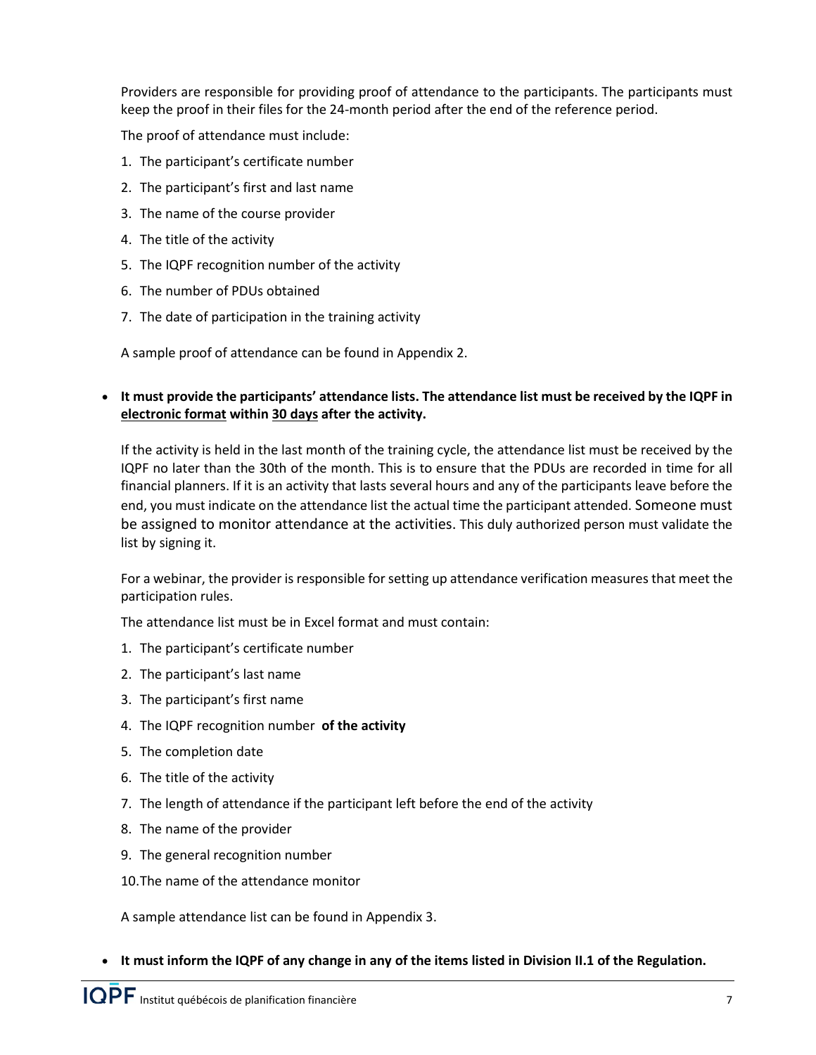Providers are responsible for providing proof of attendance to the participants. The participants must keep the proof in their files for the 24-month period after the end of the reference period.

The proof of attendance must include:

1. The participant's certificate number
2. The participant's first and last name
3. The name of the course provider
4. The title of the activity
5. The IQPF recognition number of the activity
6. The number of PDUs obtained
7. The date of participation in the training activity

A sample proof of attendance can be found in Appendix 2.

- **It must provide the participants' attendance lists. The attendance list must be received by the IQPF in <u>electronic format</u> within <u>30 days</u> after the activity.**

  If the activity is held in the last month of the training cycle, the attendance list must be received by the IQPF no later than the 30th of the month. This is to ensure that the PDUs are recorded in time for all financial planners. If it is an activity that lasts several hours and any of the participants leave before the end, you must indicate on the attendance list the actual time the participant attended. Someone must be assigned to monitor attendance at the activities. This duly authorized person must validate the list by signing it.

  For a webinar, the provider is responsible for setting up attendance verification measures that meet the participation rules.

  The attendance list must be in Excel format and must contain:

  1. The participant's certificate number
  2. The participant's last name
  3. The participant's first name
  4. The IQPF recognition number **of the activity**
  5. The completion date
  6. The title of the activity
  7. The length of attendance if the participant left before the end of the activity
  8. The name of the provider
  9. The general recognition number
  10. The name of the attendance monitor

  A sample attendance list can be found in Appendix 3.

- **It must inform the IQPF of any change in any of the items listed in Division II.1 of the Regulation.**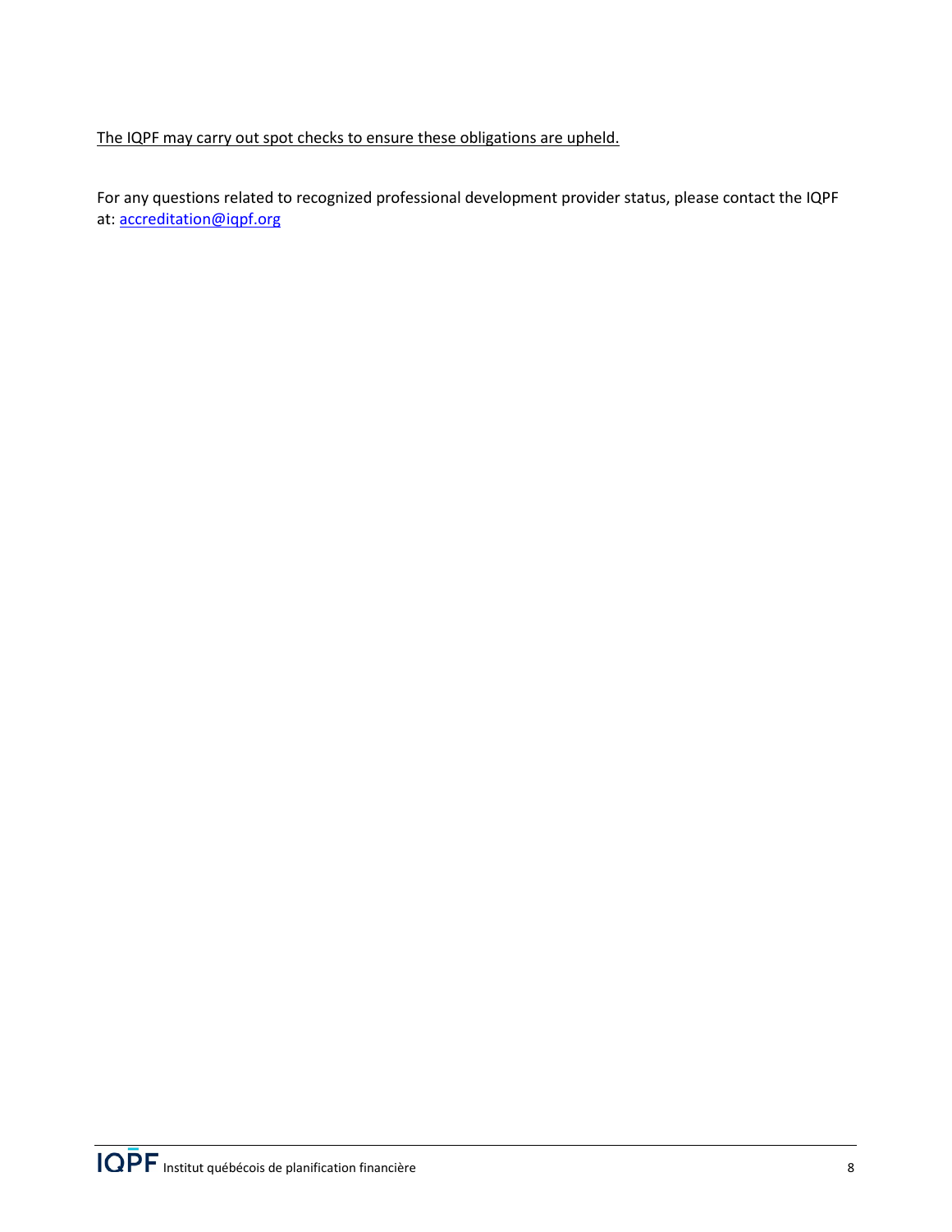The IQPF may carry out spot checks to ensure these obligations are upheld.

For any questions related to recognized professional development provider status, please contact the IQPF at: accreditation@iqpf.org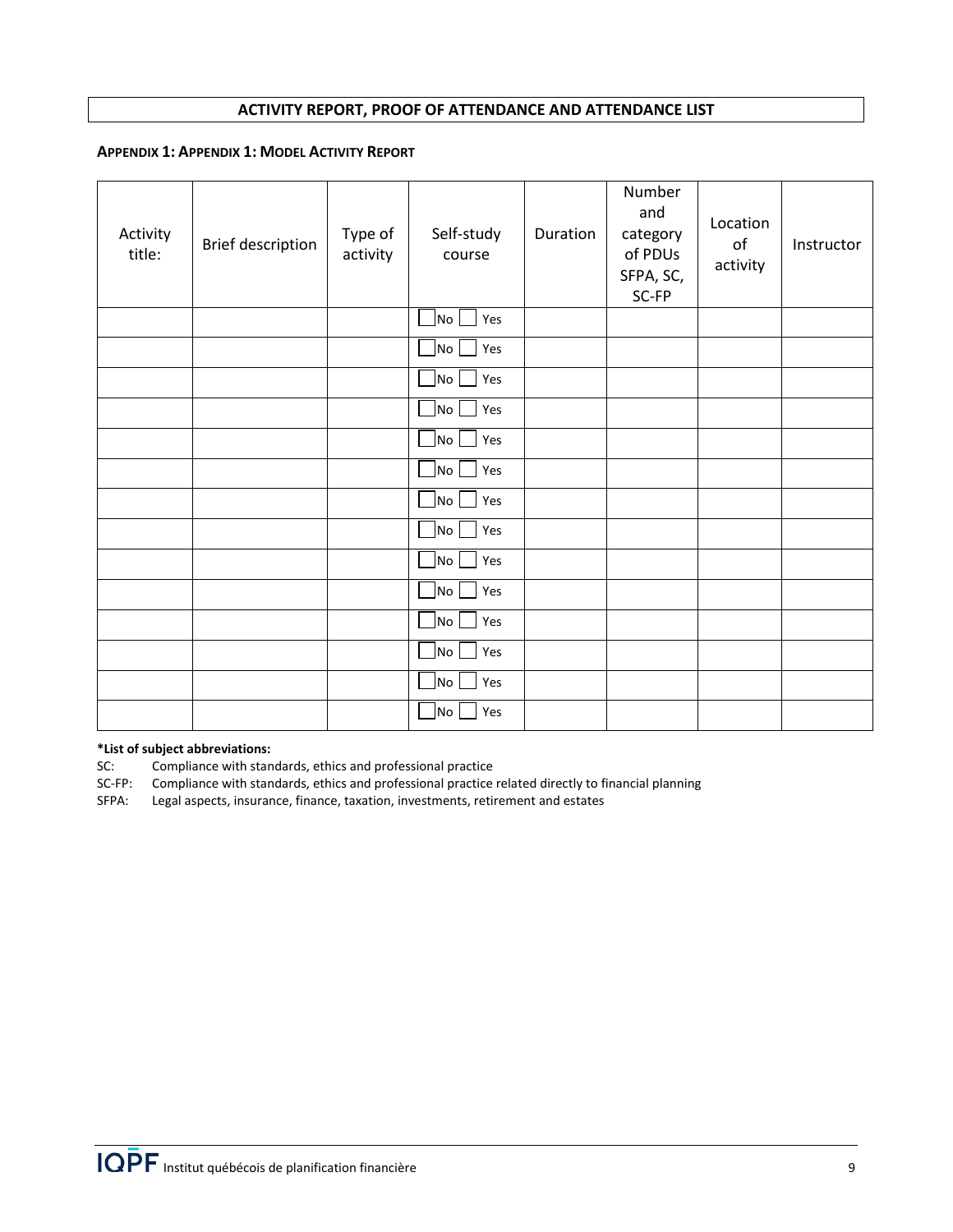## ACTIVITY REPORT, PROOF OF ATTENDANCE AND ATTENDANCE LIST

### APPENDIX 1: APPENDIX 1: MODEL ACTIVITY REPORT

| Activity title: | Brief description | Type of activity | Self-study course | Duration | Number and category of PDUs SFPA, SC, SC-FP | Location of activity | Instructor |
|---|---|---|---|---|---|---|---|
| | | | ☐ No ☐ Yes | | | | |
| | | | ☐ No ☐ Yes | | | | |
| | | | ☐ No ☐ Yes | | | | |
| | | | ☐ No ☐ Yes | | | | |
| | | | ☐ No ☐ Yes | | | | |
| | | | ☐ No ☐ Yes | | | | |
| | | | ☐ No ☐ Yes | | | | |
| | | | ☐ No ☐ Yes | | | | |
| | | | ☐ No ☐ Yes | | | | |
| | | | ☐ No ☐ Yes | | | | |
| | | | ☐ No ☐ Yes | | | | |
| | | | ☐ No ☐ Yes | | | | |
| | | | ☐ No ☐ Yes | | | | |
| | | | ☐ No ☐ Yes | | | | |

**\*List of subject abbreviations:**

SC: Compliance with standards, ethics and professional practice

SC-FP: Compliance with standards, ethics and professional practice related directly to financial planning

SFPA: Legal aspects, insurance, finance, taxation, investments, retirement and estates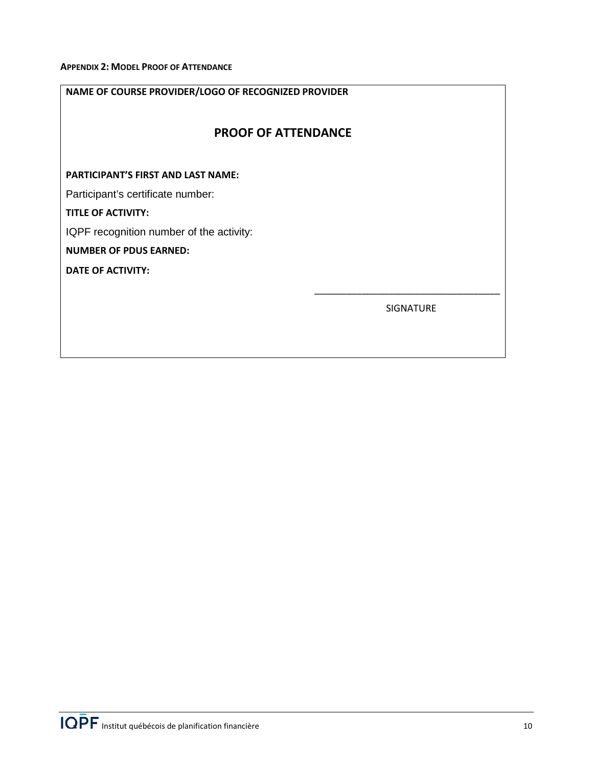**APPENDIX 2: MODEL PROOF OF ATTENDANCE**

**NAME OF COURSE PROVIDER/LOGO OF RECOGNIZED PROVIDER**

## PROOF OF ATTENDANCE

**PARTICIPANT'S FIRST AND LAST NAME:**

Participant's certificate number:

**TITLE OF ACTIVITY:**

IQPF recognition number of the activity:

**NUMBER OF PDUS EARNED:**

**DATE OF ACTIVITY:**

\_\_\_\_\_\_\_\_\_\_\_\_\_\_\_\_\_\_\_\_\_\_\_\_\_\_\_\_\_\_\_\_\_\_

SIGNATURE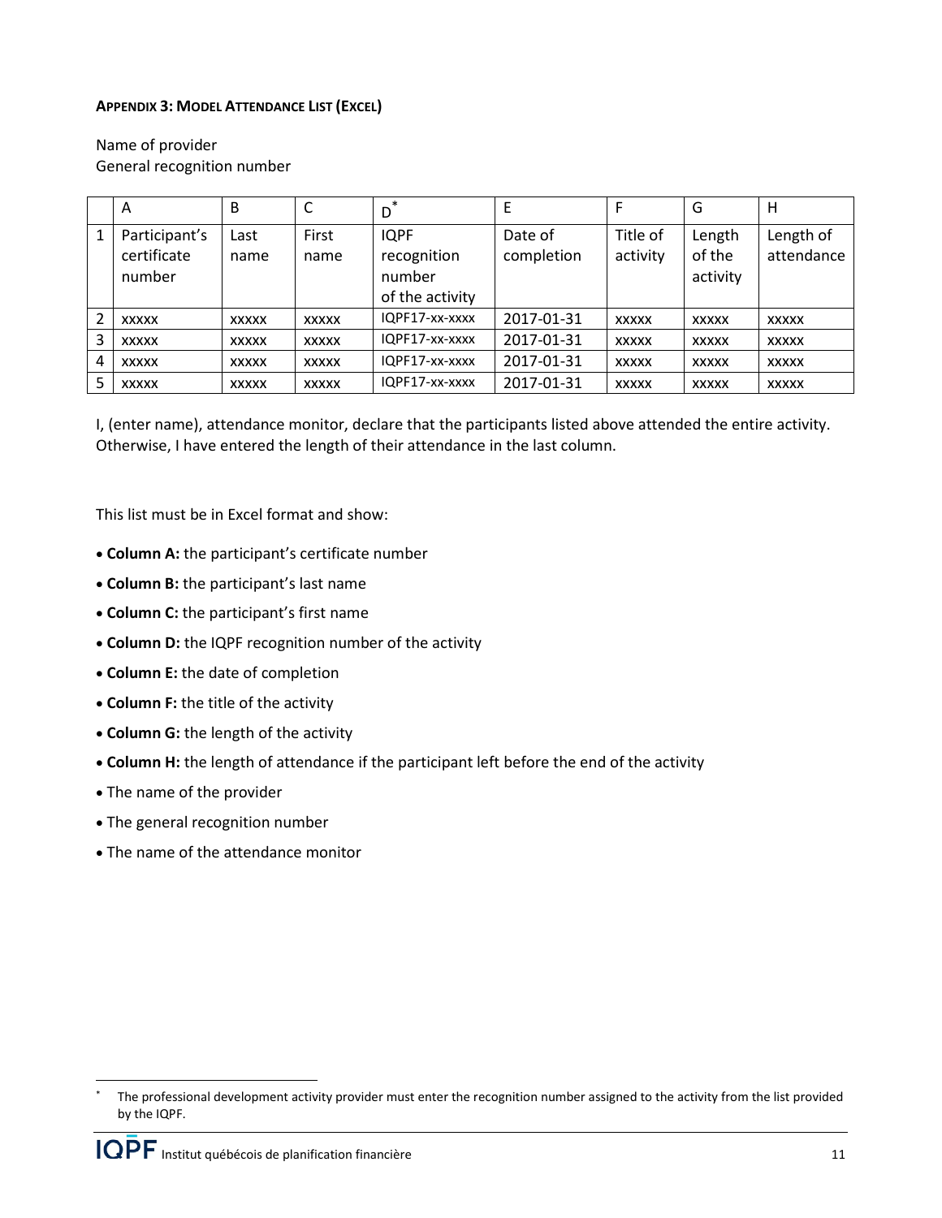**APPENDIX 3: MODEL ATTENDANCE LIST (EXCEL)**

Name of provider
General recognition number

| | A | B | C | D[*] | E | F | G | H |
|---|---|---|---|---|---|---|---|---|
| 1 | Participant's certificate number | Last name | First name | IQPF recognition number of the activity | Date of completion | Title of activity | Length of the activity | Length of attendance |
| 2 | xxxxx | xxxxx | xxxxx | IQPF17-xx-xxxx | 2017-01-31 | xxxxx | xxxxx | xxxxx |
| 3 | xxxxx | xxxxx | xxxxx | IQPF17-xx-xxxx | 2017-01-31 | xxxxx | xxxxx | xxxxx |
| 4 | xxxxx | xxxxx | xxxxx | IQPF17-xx-xxxx | 2017-01-31 | xxxxx | xxxxx | xxxxx |
| 5 | xxxxx | xxxxx | xxxxx | IQPF17-xx-xxxx | 2017-01-31 | xxxxx | xxxxx | xxxxx |

I, (enter name), attendance monitor, declare that the participants listed above attended the entire activity. Otherwise, I have entered the length of their attendance in the last column.

This list must be in Excel format and show:

- **Column A:** the participant's certificate number
- **Column B:** the participant's last name
- **Column C:** the participant's first name
- **Column D:** the IQPF recognition number of the activity
- **Column E:** the date of completion
- **Column F:** the title of the activity
- **Column G:** the length of the activity
- **Column H:** the length of attendance if the participant left before the end of the activity
- The name of the provider
- The general recognition number
- The name of the attendance monitor

[*] The professional development activity provider must enter the recognition number assigned to the activity from the list provided by the IQPF.